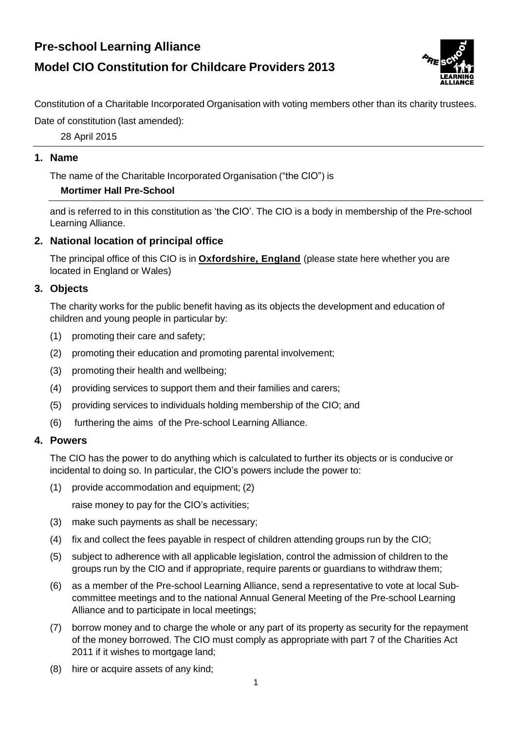# Pre-school Learning Alliance

# Model CIO Constitution for Childcare Providers 2013

Constitution of a Charitable Incorporated Organisation with voting members other than its charity trustees.

Date of constitution (last amended):

28 April 2015

## 1. Name

The name of the Charitable Incorporated Organisation ("the CIO") is

**Mortimer Hall Pre-School**

and is referred to in this constitution as 'the CIO'. The CIO is a body in membership of the Pre-school Learning Alliance.

## 2. National location of principal office

The principal office of this CIO is in **Oxfordshire, England** (please state here whether you are located in England or Wales)

## 3. Objects

The charity works for the public benefit having as its objects the development and education of children and young people in particular by:

(1) promoting their care and safety;

(2) promoting their education and promoting parental involvement;

(3) promoting their health and wellbeing;

(4) providing services to support them and their families and carers;

(5) providing services to individuals holding membership of the CIO; and

(6) furthering the aims of the Pre-school Learning Alliance.

## 4. Powers

The CIO has the power to do anything which is calculated to further its objects or is conducive or incidental to doing so. In particular, the CIO's powers include the power to:

(1) provide accommodation and equipment;

(2) raise money to pay for the CIO's activities;

(3) make such payments as shall be necessary;

(4) fix and collect the fees payable in respect of children attending groups run by the CIO;

(5) subject to adherence with all applicable legislation, control the admission of children to the groups run by the CIO and if appropriate, require parents or guardians to withdraw them;

(6) as a member of the Pre-school Learning Alliance, send a representative to vote at local Sub-committee meetings and to the national Annual General Meeting of the Pre-school Learning Alliance and to participate in local meetings;

(7) borrow money and to charge the whole or any part of its property as security for the repayment of the money borrowed. The CIO must comply as appropriate with part 7 of the Charities Act 2011 if it wishes to mortgage land;

(8) hire or acquire assets of any kind;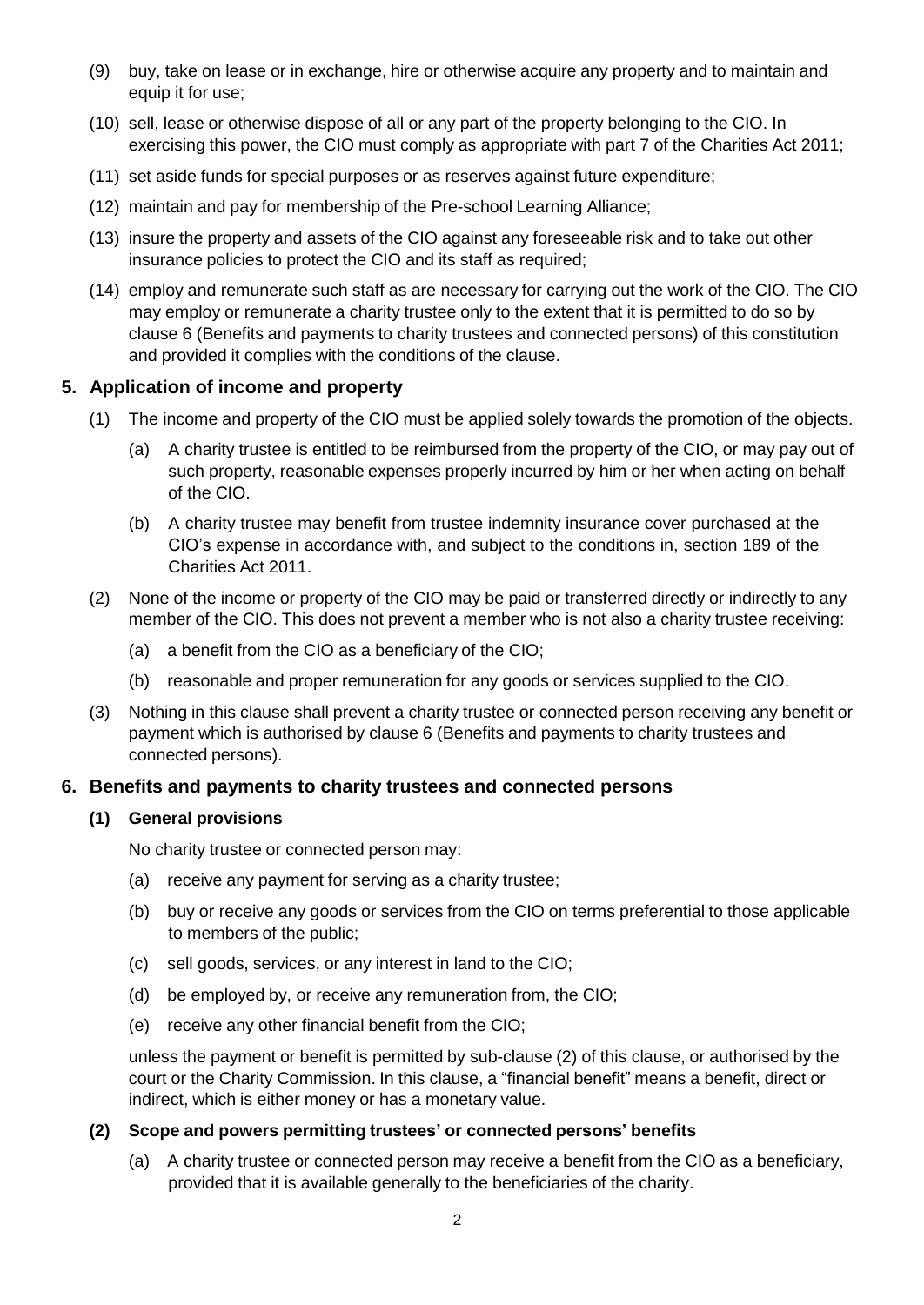(9) buy, take on lease or in exchange, hire or otherwise acquire any property and to maintain and equip it for use;

(10) sell, lease or otherwise dispose of all or any part of the property belonging to the CIO. In exercising this power, the CIO must comply as appropriate with part 7 of the Charities Act 2011;

(11) set aside funds for special purposes or as reserves against future expenditure;

(12) maintain and pay for membership of the Pre-school Learning Alliance;

(13) insure the property and assets of the CIO against any foreseeable risk and to take out other insurance policies to protect the CIO and its staff as required;

(14) employ and remunerate such staff as are necessary for carrying out the work of the CIO. The CIO may employ or remunerate a charity trustee only to the extent that it is permitted to do so by clause 6 (Benefits and payments to charity trustees and connected persons) of this constitution and provided it complies with the conditions of the clause.

## 5. Application of income and property

(1) The income and property of the CIO must be applied solely towards the promotion of the objects.

(a) A charity trustee is entitled to be reimbursed from the property of the CIO, or may pay out of such property, reasonable expenses properly incurred by him or her when acting on behalf of the CIO.

(b) A charity trustee may benefit from trustee indemnity insurance cover purchased at the CIO's expense in accordance with, and subject to the conditions in, section 189 of the Charities Act 2011.

(2) None of the income or property of the CIO may be paid or transferred directly or indirectly to any member of the CIO. This does not prevent a member who is not also a charity trustee receiving:

(a) a benefit from the CIO as a beneficiary of the CIO;

(b) reasonable and proper remuneration for any goods or services supplied to the CIO.

(3) Nothing in this clause shall prevent a charity trustee or connected person receiving any benefit or payment which is authorised by clause 6 (Benefits and payments to charity trustees and connected persons).

## 6. Benefits and payments to charity trustees and connected persons

### (1) General provisions

No charity trustee or connected person may:

(a) receive any payment for serving as a charity trustee;

(b) buy or receive any goods or services from the CIO on terms preferential to those applicable to members of the public;

(c) sell goods, services, or any interest in land to the CIO;

(d) be employed by, or receive any remuneration from, the CIO;

(e) receive any other financial benefit from the CIO;

unless the payment or benefit is permitted by sub-clause (2) of this clause, or authorised by the court or the Charity Commission. In this clause, a "financial benefit" means a benefit, direct or indirect, which is either money or has a monetary value.

### (2) Scope and powers permitting trustees' or connected persons' benefits

(a) A charity trustee or connected person may receive a benefit from the CIO as a beneficiary, provided that it is available generally to the beneficiaries of the charity.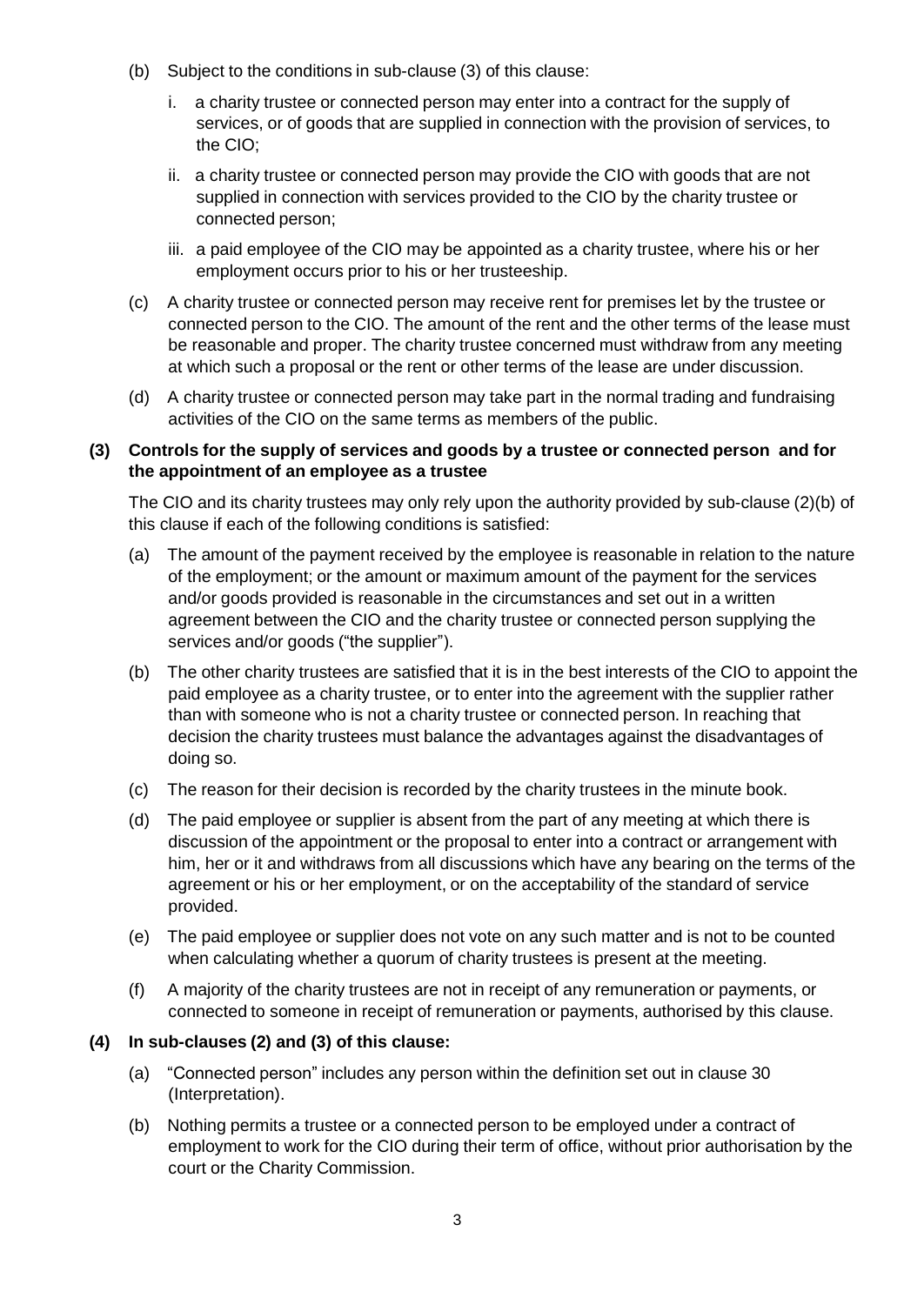(b) Subject to the conditions in sub-clause (3) of this clause:

   i. a charity trustee or connected person may enter into a contract for the supply of services, or of goods that are supplied in connection with the provision of services, to the CIO;

   ii. a charity trustee or connected person may provide the CIO with goods that are not supplied in connection with services provided to the CIO by the charity trustee or connected person;

   iii. a paid employee of the CIO may be appointed as a charity trustee, where his or her employment occurs prior to his or her trusteeship.

(c) A charity trustee or connected person may receive rent for premises let by the trustee or connected person to the CIO. The amount of the rent and the other terms of the lease must be reasonable and proper. The charity trustee concerned must withdraw from any meeting at which such a proposal or the rent or other terms of the lease are under discussion.

(d) A charity trustee or connected person may take part in the normal trading and fundraising activities of the CIO on the same terms as members of the public.

**(3) Controls for the supply of services and goods by a trustee or connected person and for the appointment of an employee as a trustee**

The CIO and its charity trustees may only rely upon the authority provided by sub-clause (2)(b) of this clause if each of the following conditions is satisfied:

(a) The amount of the payment received by the employee is reasonable in relation to the nature of the employment; or the amount or maximum amount of the payment for the services and/or goods provided is reasonable in the circumstances and set out in a written agreement between the CIO and the charity trustee or connected person supplying the services and/or goods ("the supplier").

(b) The other charity trustees are satisfied that it is in the best interests of the CIO to appoint the paid employee as a charity trustee, or to enter into the agreement with the supplier rather than with someone who is not a charity trustee or connected person. In reaching that decision the charity trustees must balance the advantages against the disadvantages of doing so.

(c) The reason for their decision is recorded by the charity trustees in the minute book.

(d) The paid employee or supplier is absent from the part of any meeting at which there is discussion of the appointment or the proposal to enter into a contract or arrangement with him, her or it and withdraws from all discussions which have any bearing on the terms of the agreement or his or her employment, or on the acceptability of the standard of service provided.

(e) The paid employee or supplier does not vote on any such matter and is not to be counted when calculating whether a quorum of charity trustees is present at the meeting.

(f) A majority of the charity trustees are not in receipt of any remuneration or payments, or connected to someone in receipt of remuneration or payments, authorised by this clause.

**(4) In sub-clauses (2) and (3) of this clause:**

(a) "Connected person" includes any person within the definition set out in clause 30 (Interpretation).

(b) Nothing permits a trustee or a connected person to be employed under a contract of employment to work for the CIO during their term of office, without prior authorisation by the court or the Charity Commission.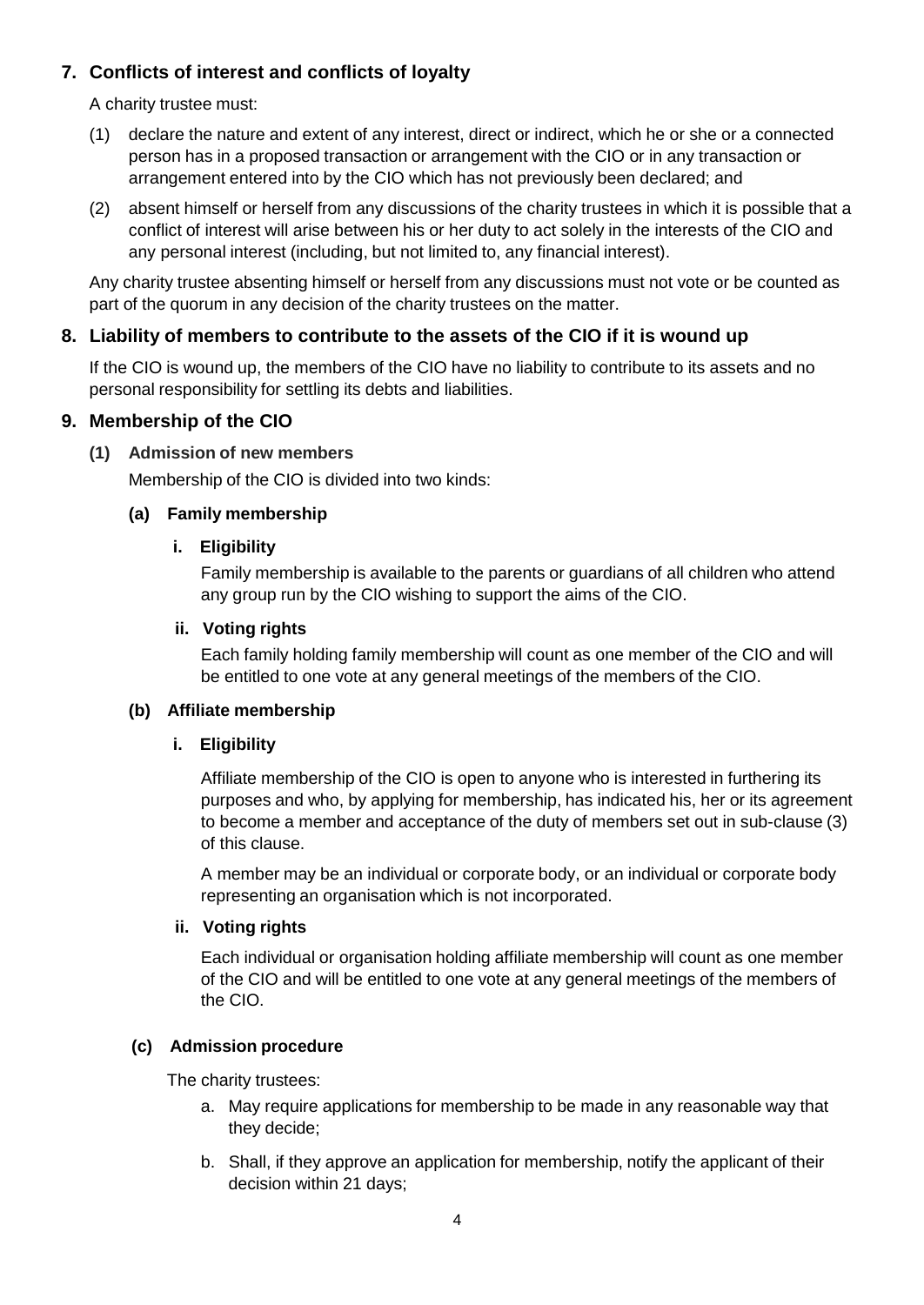## 7. Conflicts of interest and conflicts of loyalty

A charity trustee must:

(1) declare the nature and extent of any interest, direct or indirect, which he or she or a connected person has in a proposed transaction or arrangement with the CIO or in any transaction or arrangement entered into by the CIO which has not previously been declared; and

(2) absent himself or herself from any discussions of the charity trustees in which it is possible that a conflict of interest will arise between his or her duty to act solely in the interests of the CIO and any personal interest (including, but not limited to, any financial interest).

Any charity trustee absenting himself or herself from any discussions must not vote or be counted as part of the quorum in any decision of the charity trustees on the matter.

## 8. Liability of members to contribute to the assets of the CIO if it is wound up

If the CIO is wound up, the members of the CIO have no liability to contribute to its assets and no personal responsibility for settling its debts and liabilities.

## 9. Membership of the CIO

### (1) Admission of new members

Membership of the CIO is divided into two kinds:

#### (a) Family membership

**i. Eligibility**

Family membership is available to the parents or guardians of all children who attend any group run by the CIO wishing to support the aims of the CIO.

**ii. Voting rights**

Each family holding family membership will count as one member of the CIO and will be entitled to one vote at any general meetings of the members of the CIO.

#### (b) Affiliate membership

**i. Eligibility**

Affiliate membership of the CIO is open to anyone who is interested in furthering its purposes and who, by applying for membership, has indicated his, her or its agreement to become a member and acceptance of the duty of members set out in sub-clause (3) of this clause.

A member may be an individual or corporate body, or an individual or corporate body representing an organisation which is not incorporated.

**ii. Voting rights**

Each individual or organisation holding affiliate membership will count as one member of the CIO and will be entitled to one vote at any general meetings of the members of the CIO.

#### (c) Admission procedure

The charity trustees:

a. May require applications for membership to be made in any reasonable way that they decide;

b. Shall, if they approve an application for membership, notify the applicant of their decision within 21 days;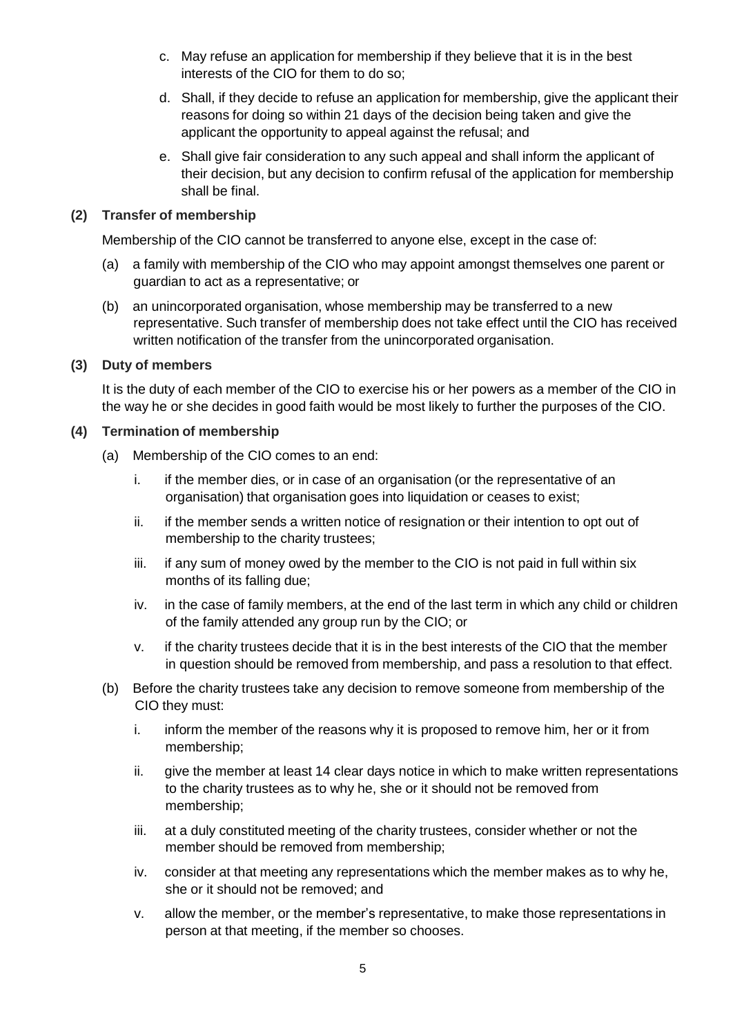c. May refuse an application for membership if they believe that it is in the best interests of the CIO for them to do so;

d. Shall, if they decide to refuse an application for membership, give the applicant their reasons for doing so within 21 days of the decision being taken and give the applicant the opportunity to appeal against the refusal; and

e. Shall give fair consideration to any such appeal and shall inform the applicant of their decision, but any decision to confirm refusal of the application for membership shall be final.

**(2) Transfer of membership**

Membership of the CIO cannot be transferred to anyone else, except in the case of:

(a) a family with membership of the CIO who may appoint amongst themselves one parent or guardian to act as a representative; or

(b) an unincorporated organisation, whose membership may be transferred to a new representative. Such transfer of membership does not take effect until the CIO has received written notification of the transfer from the unincorporated organisation.

**(3) Duty of members**

It is the duty of each member of the CIO to exercise his or her powers as a member of the CIO in the way he or she decides in good faith would be most likely to further the purposes of the CIO.

**(4) Termination of membership**

(a) Membership of the CIO comes to an end:

i. if the member dies, or in case of an organisation (or the representative of an organisation) that organisation goes into liquidation or ceases to exist;

ii. if the member sends a written notice of resignation or their intention to opt out of membership to the charity trustees;

iii. if any sum of money owed by the member to the CIO is not paid in full within six months of its falling due;

iv. in the case of family members, at the end of the last term in which any child or children of the family attended any group run by the CIO; or

v. if the charity trustees decide that it is in the best interests of the CIO that the member in question should be removed from membership, and pass a resolution to that effect.

(b) Before the charity trustees take any decision to remove someone from membership of the CIO they must:

i. inform the member of the reasons why it is proposed to remove him, her or it from membership;

ii. give the member at least 14 clear days notice in which to make written representations to the charity trustees as to why he, she or it should not be removed from membership;

iii. at a duly constituted meeting of the charity trustees, consider whether or not the member should be removed from membership;

iv. consider at that meeting any representations which the member makes as to why he, she or it should not be removed; and

v. allow the member, or the member's representative, to make those representations in person at that meeting, if the member so chooses.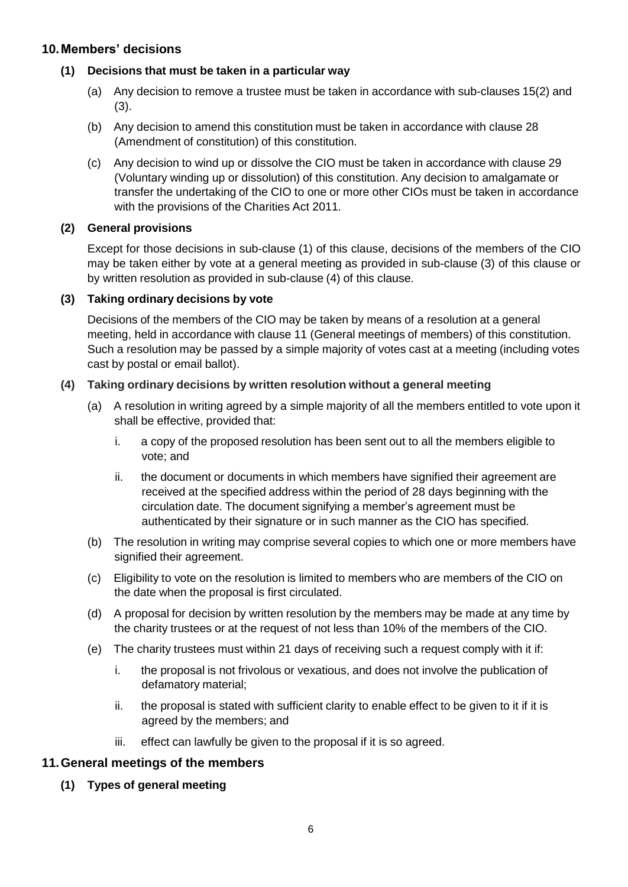## 10. Members' decisions

### (1) Decisions that must be taken in a particular way

(a) Any decision to remove a trustee must be taken in accordance with sub-clauses 15(2) and (3).

(b) Any decision to amend this constitution must be taken in accordance with clause 28 (Amendment of constitution) of this constitution.

(c) Any decision to wind up or dissolve the CIO must be taken in accordance with clause 29 (Voluntary winding up or dissolution) of this constitution. Any decision to amalgamate or transfer the undertaking of the CIO to one or more other CIOs must be taken in accordance with the provisions of the Charities Act 2011.

### (2) General provisions

Except for those decisions in sub-clause (1) of this clause, decisions of the members of the CIO may be taken either by vote at a general meeting as provided in sub-clause (3) of this clause or by written resolution as provided in sub-clause (4) of this clause.

### (3) Taking ordinary decisions by vote

Decisions of the members of the CIO may be taken by means of a resolution at a general meeting, held in accordance with clause 11 (General meetings of members) of this constitution. Such a resolution may be passed by a simple majority of votes cast at a meeting (including votes cast by postal or email ballot).

### (4) Taking ordinary decisions by written resolution without a general meeting

(a) A resolution in writing agreed by a simple majority of all the members entitled to vote upon it shall be effective, provided that:

i. a copy of the proposed resolution has been sent out to all the members eligible to vote; and

ii. the document or documents in which members have signified their agreement are received at the specified address within the period of 28 days beginning with the circulation date. The document signifying a member's agreement must be authenticated by their signature or in such manner as the CIO has specified.

(b) The resolution in writing may comprise several copies to which one or more members have signified their agreement.

(c) Eligibility to vote on the resolution is limited to members who are members of the CIO on the date when the proposal is first circulated.

(d) A proposal for decision by written resolution by the members may be made at any time by the charity trustees or at the request of not less than 10% of the members of the CIO.

(e) The charity trustees must within 21 days of receiving such a request comply with it if:

i. the proposal is not frivolous or vexatious, and does not involve the publication of defamatory material;

ii. the proposal is stated with sufficient clarity to enable effect to be given to it if it is agreed by the members; and

iii. effect can lawfully be given to the proposal if it is so agreed.

## 11. General meetings of the members

### (1) Types of general meeting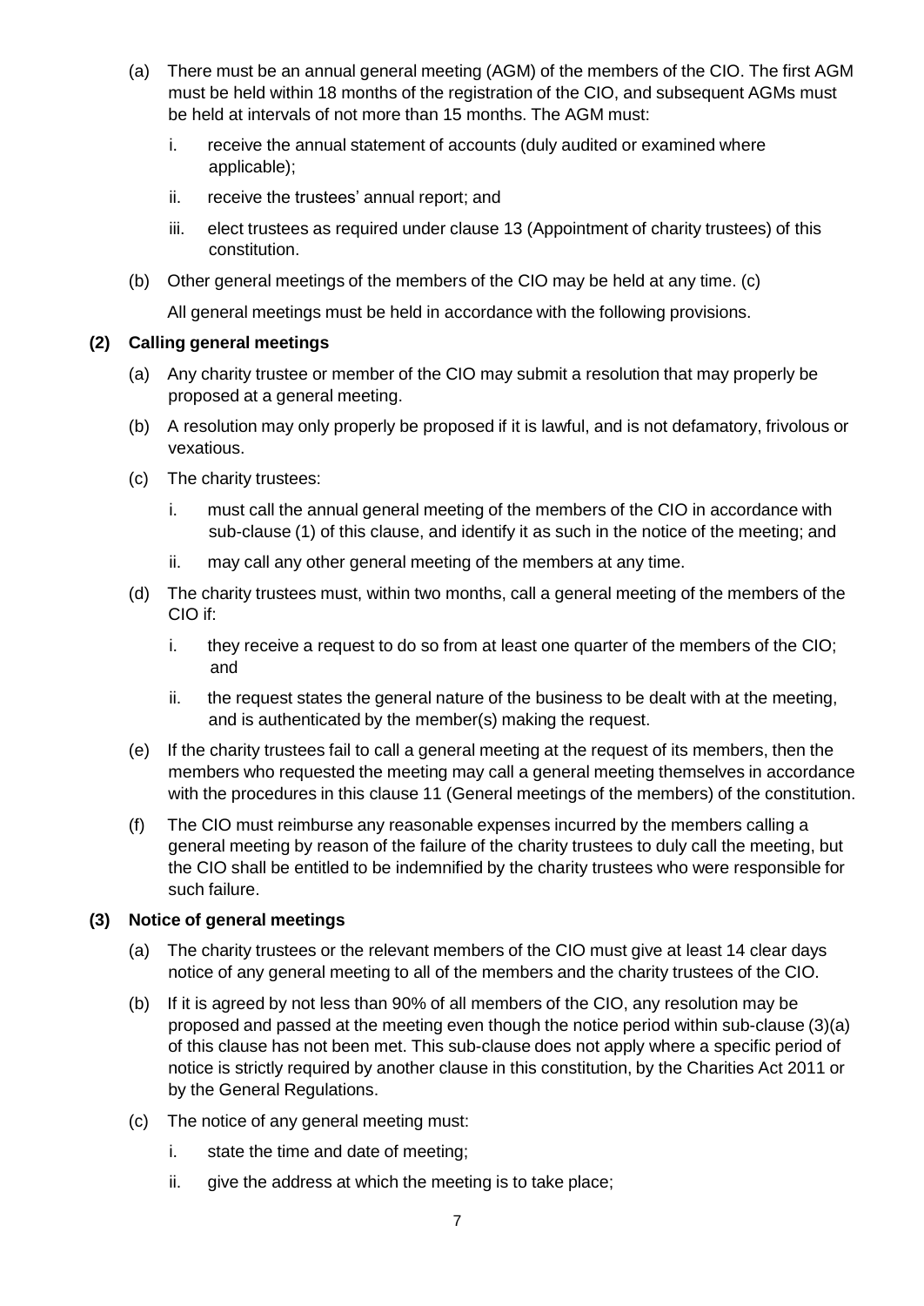(a) There must be an annual general meeting (AGM) of the members of the CIO. The first AGM must be held within 18 months of the registration of the CIO, and subsequent AGMs must be held at intervals of not more than 15 months. The AGM must:

  i. receive the annual statement of accounts (duly audited or examined where applicable);

  ii. receive the trustees' annual report; and

  iii. elect trustees as required under clause 13 (Appointment of charity trustees) of this constitution.

(b) Other general meetings of the members of the CIO may be held at any time. (c)

All general meetings must be held in accordance with the following provisions.

**(2) Calling general meetings**

(a) Any charity trustee or member of the CIO may submit a resolution that may properly be proposed at a general meeting.

(b) A resolution may only properly be proposed if it is lawful, and is not defamatory, frivolous or vexatious.

(c) The charity trustees:

  i. must call the annual general meeting of the members of the CIO in accordance with sub-clause (1) of this clause, and identify it as such in the notice of the meeting; and

  ii. may call any other general meeting of the members at any time.

(d) The charity trustees must, within two months, call a general meeting of the members of the CIO if:

  i. they receive a request to do so from at least one quarter of the members of the CIO; and

  ii. the request states the general nature of the business to be dealt with at the meeting, and is authenticated by the member(s) making the request.

(e) If the charity trustees fail to call a general meeting at the request of its members, then the members who requested the meeting may call a general meeting themselves in accordance with the procedures in this clause 11 (General meetings of the members) of the constitution.

(f) The CIO must reimburse any reasonable expenses incurred by the members calling a general meeting by reason of the failure of the charity trustees to duly call the meeting, but the CIO shall be entitled to be indemnified by the charity trustees who were responsible for such failure.

**(3) Notice of general meetings**

(a) The charity trustees or the relevant members of the CIO must give at least 14 clear days notice of any general meeting to all of the members and the charity trustees of the CIO.

(b) If it is agreed by not less than 90% of all members of the CIO, any resolution may be proposed and passed at the meeting even though the notice period within sub-clause (3)(a) of this clause has not been met. This sub-clause does not apply where a specific period of notice is strictly required by another clause in this constitution, by the Charities Act 2011 or by the General Regulations.

(c) The notice of any general meeting must:

  i. state the time and date of meeting;

  ii. give the address at which the meeting is to take place;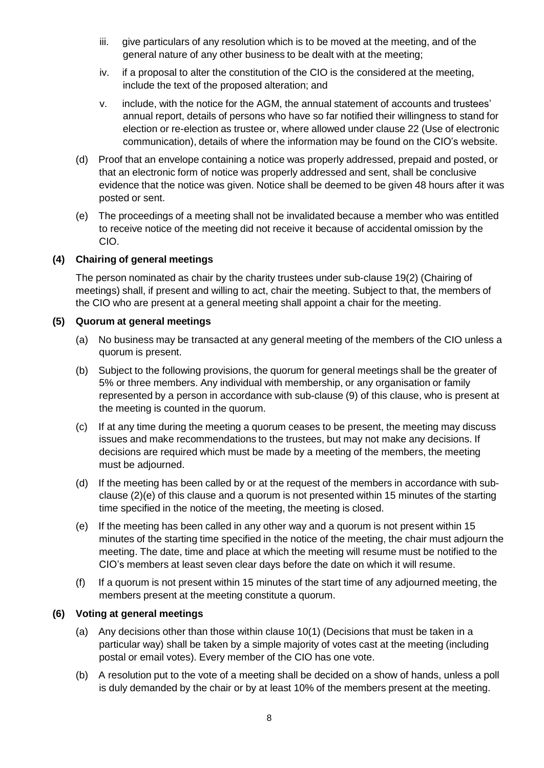iii. give particulars of any resolution which is to be moved at the meeting, and of the general nature of any other business to be dealt with at the meeting;

iv. if a proposal to alter the constitution of the CIO is the considered at the meeting, include the text of the proposed alteration; and

v. include, with the notice for the AGM, the annual statement of accounts and trustees' annual report, details of persons who have so far notified their willingness to stand for election or re-election as trustee or, where allowed under clause 22 (Use of electronic communication), details of where the information may be found on the CIO's website.

(d) Proof that an envelope containing a notice was properly addressed, prepaid and posted, or that an electronic form of notice was properly addressed and sent, shall be conclusive evidence that the notice was given. Notice shall be deemed to be given 48 hours after it was posted or sent.

(e) The proceedings of a meeting shall not be invalidated because a member who was entitled to receive notice of the meeting did not receive it because of accidental omission by the CIO.

**(4) Chairing of general meetings**

The person nominated as chair by the charity trustees under sub-clause 19(2) (Chairing of meetings) shall, if present and willing to act, chair the meeting. Subject to that, the members of the CIO who are present at a general meeting shall appoint a chair for the meeting.

**(5) Quorum at general meetings**

(a) No business may be transacted at any general meeting of the members of the CIO unless a quorum is present.

(b) Subject to the following provisions, the quorum for general meetings shall be the greater of 5% or three members. Any individual with membership, or any organisation or family represented by a person in accordance with sub-clause (9) of this clause, who is present at the meeting is counted in the quorum.

(c) If at any time during the meeting a quorum ceases to be present, the meeting may discuss issues and make recommendations to the trustees, but may not make any decisions. If decisions are required which must be made by a meeting of the members, the meeting must be adjourned.

(d) If the meeting has been called by or at the request of the members in accordance with sub-clause (2)(e) of this clause and a quorum is not presented within 15 minutes of the starting time specified in the notice of the meeting, the meeting is closed.

(e) If the meeting has been called in any other way and a quorum is not present within 15 minutes of the starting time specified in the notice of the meeting, the chair must adjourn the meeting. The date, time and place at which the meeting will resume must be notified to the CIO's members at least seven clear days before the date on which it will resume.

(f) If a quorum is not present within 15 minutes of the start time of any adjourned meeting, the members present at the meeting constitute a quorum.

**(6) Voting at general meetings**

(a) Any decisions other than those within clause 10(1) (Decisions that must be taken in a particular way) shall be taken by a simple majority of votes cast at the meeting (including postal or email votes). Every member of the CIO has one vote.

(b) A resolution put to the vote of a meeting shall be decided on a show of hands, unless a poll is duly demanded by the chair or by at least 10% of the members present at the meeting.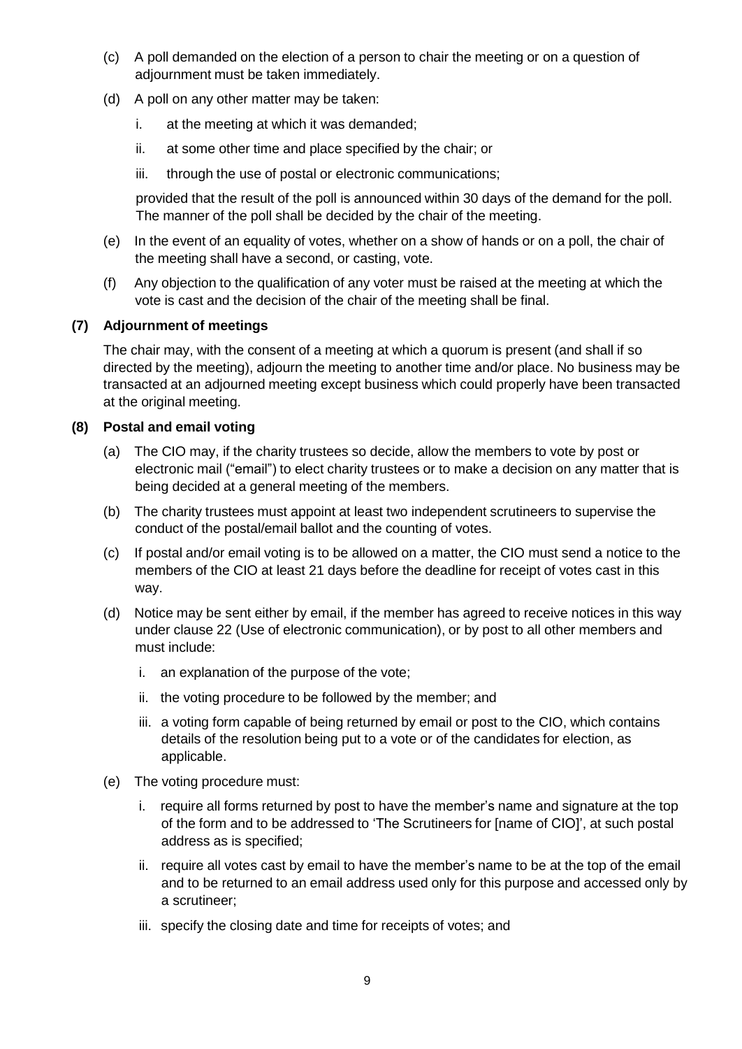(c) A poll demanded on the election of a person to chair the meeting or on a question of adjournment must be taken immediately.

(d) A poll on any other matter may be taken:

   i. at the meeting at which it was demanded;

   ii. at some other time and place specified by the chair; or

   iii. through the use of postal or electronic communications;

   provided that the result of the poll is announced within 30 days of the demand for the poll. The manner of the poll shall be decided by the chair of the meeting.

(e) In the event of an equality of votes, whether on a show of hands or on a poll, the chair of the meeting shall have a second, or casting, vote.

(f) Any objection to the qualification of any voter must be raised at the meeting at which the vote is cast and the decision of the chair of the meeting shall be final.

**(7) Adjournment of meetings**

The chair may, with the consent of a meeting at which a quorum is present (and shall if so directed by the meeting), adjourn the meeting to another time and/or place. No business may be transacted at an adjourned meeting except business which could properly have been transacted at the original meeting.

**(8) Postal and email voting**

(a) The CIO may, if the charity trustees so decide, allow the members to vote by post or electronic mail ("email") to elect charity trustees or to make a decision on any matter that is being decided at a general meeting of the members.

(b) The charity trustees must appoint at least two independent scrutineers to supervise the conduct of the postal/email ballot and the counting of votes.

(c) If postal and/or email voting is to be allowed on a matter, the CIO must send a notice to the members of the CIO at least 21 days before the deadline for receipt of votes cast in this way.

(d) Notice may be sent either by email, if the member has agreed to receive notices in this way under clause 22 (Use of electronic communication), or by post to all other members and must include:

   i. an explanation of the purpose of the vote;

   ii. the voting procedure to be followed by the member; and

   iii. a voting form capable of being returned by email or post to the CIO, which contains details of the resolution being put to a vote or of the candidates for election, as applicable.

(e) The voting procedure must:

   i. require all forms returned by post to have the member's name and signature at the top of the form and to be addressed to 'The Scrutineers for [name of CIO]', at such postal address as is specified;

   ii. require all votes cast by email to have the member's name to be at the top of the email and to be returned to an email address used only for this purpose and accessed only by a scrutineer;

   iii. specify the closing date and time for receipts of votes; and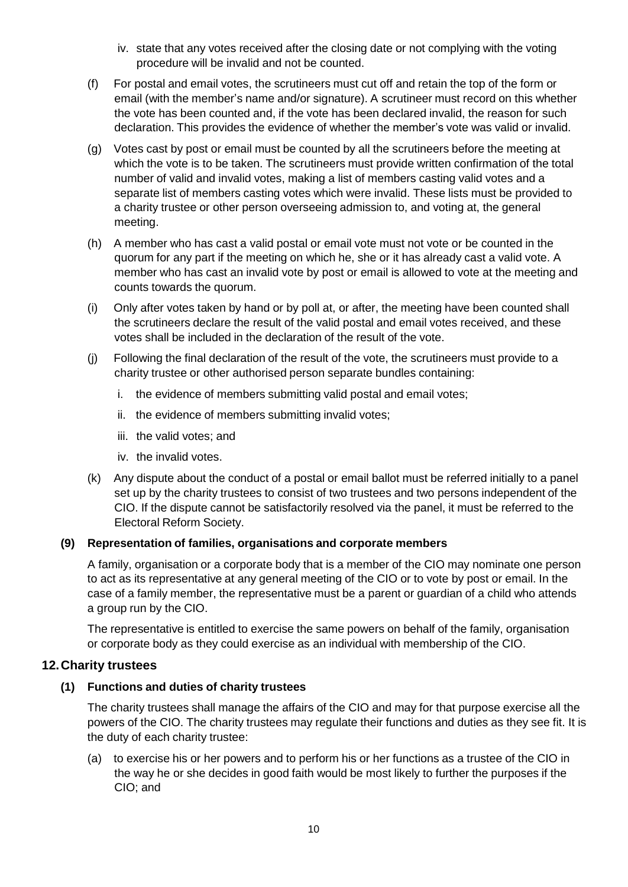iv. state that any votes received after the closing date or not complying with the voting procedure will be invalid and not be counted.

(f) For postal and email votes, the scrutineers must cut off and retain the top of the form or email (with the member's name and/or signature). A scrutineer must record on this whether the vote has been counted and, if the vote has been declared invalid, the reason for such declaration. This provides the evidence of whether the member's vote was valid or invalid.

(g) Votes cast by post or email must be counted by all the scrutineers before the meeting at which the vote is to be taken. The scrutineers must provide written confirmation of the total number of valid and invalid votes, making a list of members casting valid votes and a separate list of members casting votes which were invalid. These lists must be provided to a charity trustee or other person overseeing admission to, and voting at, the general meeting.

(h) A member who has cast a valid postal or email vote must not vote or be counted in the quorum for any part if the meeting on which he, she or it has already cast a valid vote. A member who has cast an invalid vote by post or email is allowed to vote at the meeting and counts towards the quorum.

(i) Only after votes taken by hand or by poll at, or after, the meeting have been counted shall the scrutineers declare the result of the valid postal and email votes received, and these votes shall be included in the declaration of the result of the vote.

(j) Following the final declaration of the result of the vote, the scrutineers must provide to a charity trustee or other authorised person separate bundles containing:

i. the evidence of members submitting valid postal and email votes;

ii. the evidence of members submitting invalid votes;

iii. the valid votes; and

iv. the invalid votes.

(k) Any dispute about the conduct of a postal or email ballot must be referred initially to a panel set up by the charity trustees to consist of two trustees and two persons independent of the CIO. If the dispute cannot be satisfactorily resolved via the panel, it must be referred to the Electoral Reform Society.

**(9) Representation of families, organisations and corporate members**

A family, organisation or a corporate body that is a member of the CIO may nominate one person to act as its representative at any general meeting of the CIO or to vote by post or email. In the case of a family member, the representative must be a parent or guardian of a child who attends a group run by the CIO.

The representative is entitled to exercise the same powers on behalf of the family, organisation or corporate body as they could exercise as an individual with membership of the CIO.

## 12. Charity trustees

**(1) Functions and duties of charity trustees**

The charity trustees shall manage the affairs of the CIO and may for that purpose exercise all the powers of the CIO. The charity trustees may regulate their functions and duties as they see fit. It is the duty of each charity trustee:

(a) to exercise his or her powers and to perform his or her functions as a trustee of the CIO in the way he or she decides in good faith would be most likely to further the purposes if the CIO; and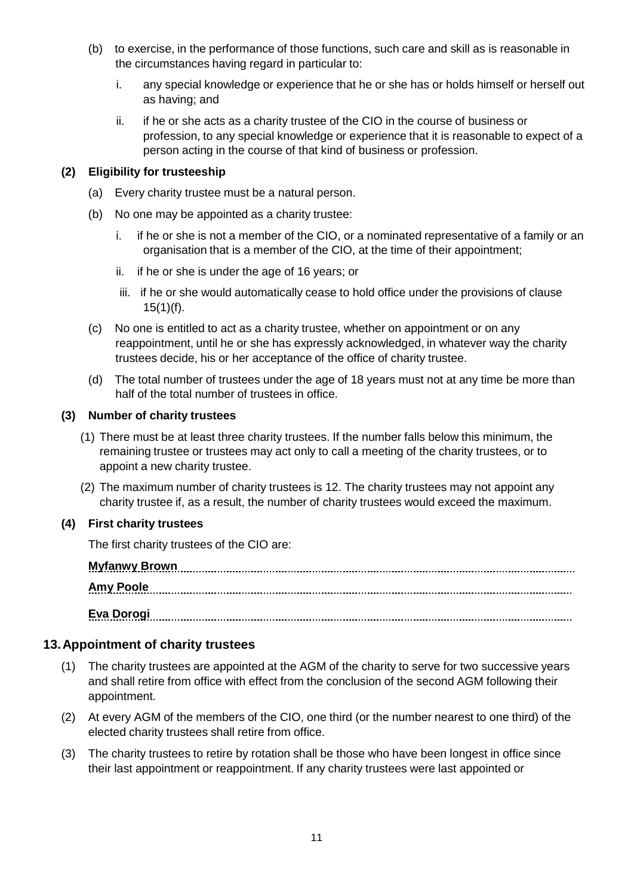(b) to exercise, in the performance of those functions, such care and skill as is reasonable in the circumstances having regard in particular to:

   i. any special knowledge or experience that he or she has or holds himself or herself out as having; and

   ii. if he or she acts as a charity trustee of the CIO in the course of business or profession, to any special knowledge or experience that it is reasonable to expect of a person acting in the course of that kind of business or profession.

**(2) Eligibility for trusteeship**

(a) Every charity trustee must be a natural person.

(b) No one may be appointed as a charity trustee:

   i. if he or she is not a member of the CIO, or a nominated representative of a family or an organisation that is a member of the CIO, at the time of their appointment;

   ii. if he or she is under the age of 16 years; or

   iii. if he or she would automatically cease to hold office under the provisions of clause 15(1)(f).

(c) No one is entitled to act as a charity trustee, whether on appointment or on any reappointment, until he or she has expressly acknowledged, in whatever way the charity trustees decide, his or her acceptance of the office of charity trustee.

(d) The total number of trustees under the age of 18 years must not at any time be more than half of the total number of trustees in office.

**(3) Number of charity trustees**

(1) There must be at least three charity trustees. If the number falls below this minimum, the remaining trustee or trustees may act only to call a meeting of the charity trustees, or to appoint a new charity trustee.

(2) The maximum number of charity trustees is 12. The charity trustees may not appoint any charity trustee if, as a result, the number of charity trustees would exceed the maximum.

**(4) First charity trustees**

The first charity trustees of the CIO are:

**Myfanwy Brown**

**Amy Poole**

**Eva Dorogi**

## 13. Appointment of charity trustees

(1) The charity trustees are appointed at the AGM of the charity to serve for two successive years and shall retire from office with effect from the conclusion of the second AGM following their appointment.

(2) At every AGM of the members of the CIO, one third (or the number nearest to one third) of the elected charity trustees shall retire from office.

(3) The charity trustees to retire by rotation shall be those who have been longest in office since their last appointment or reappointment. If any charity trustees were last appointed or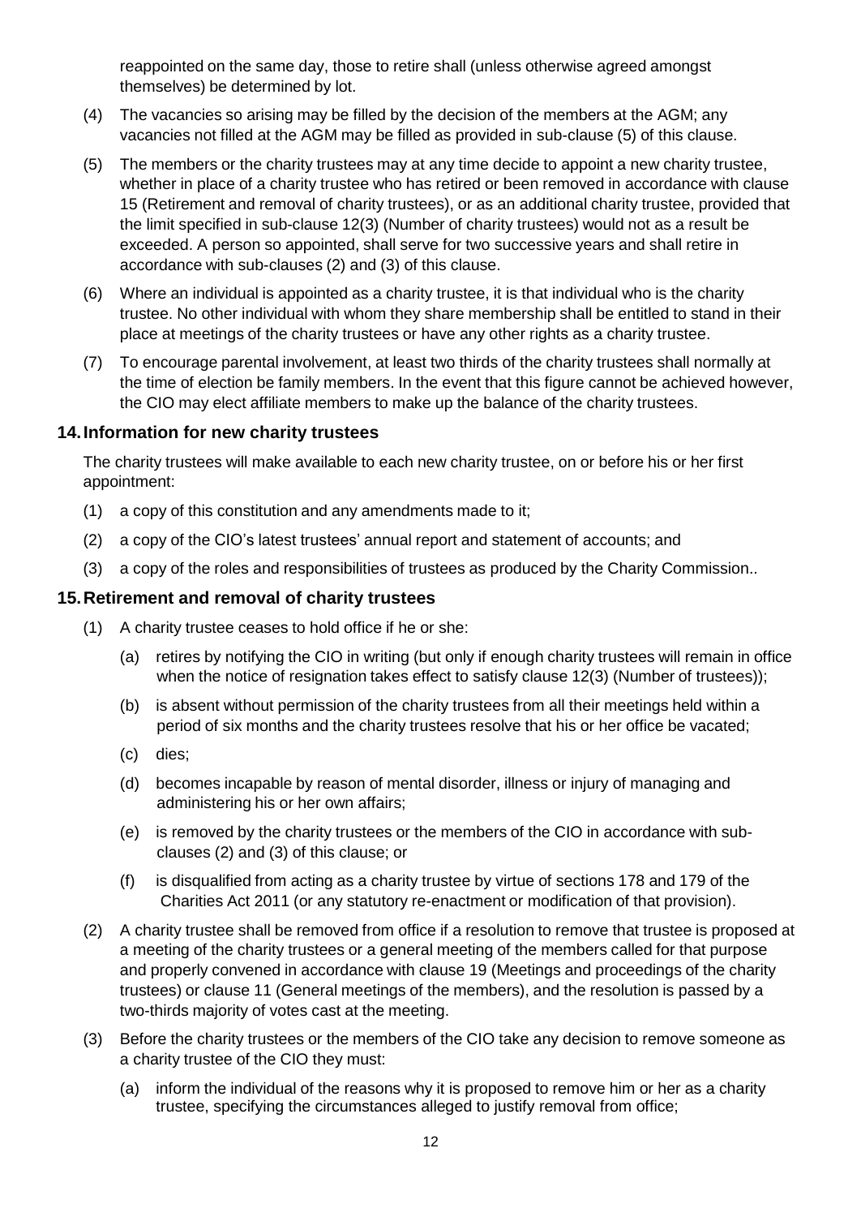reappointed on the same day, those to retire shall (unless otherwise agreed amongst themselves) be determined by lot.

(4) The vacancies so arising may be filled by the decision of the members at the AGM; any vacancies not filled at the AGM may be filled as provided in sub-clause (5) of this clause.

(5) The members or the charity trustees may at any time decide to appoint a new charity trustee, whether in place of a charity trustee who has retired or been removed in accordance with clause 15 (Retirement and removal of charity trustees), or as an additional charity trustee, provided that the limit specified in sub-clause 12(3) (Number of charity trustees) would not as a result be exceeded. A person so appointed, shall serve for two successive years and shall retire in accordance with sub-clauses (2) and (3) of this clause.

(6) Where an individual is appointed as a charity trustee, it is that individual who is the charity trustee. No other individual with whom they share membership shall be entitled to stand in their place at meetings of the charity trustees or have any other rights as a charity trustee.

(7) To encourage parental involvement, at least two thirds of the charity trustees shall normally at the time of election be family members. In the event that this figure cannot be achieved however, the CIO may elect affiliate members to make up the balance of the charity trustees.

## 14. Information for new charity trustees

The charity trustees will make available to each new charity trustee, on or before his or her first appointment:

(1) a copy of this constitution and any amendments made to it;

(2) a copy of the CIO's latest trustees' annual report and statement of accounts; and

(3) a copy of the roles and responsibilities of trustees as produced by the Charity Commission..

## 15. Retirement and removal of charity trustees

(1) A charity trustee ceases to hold office if he or she:

   (a) retires by notifying the CIO in writing (but only if enough charity trustees will remain in office when the notice of resignation takes effect to satisfy clause 12(3) (Number of trustees));

   (b) is absent without permission of the charity trustees from all their meetings held within a period of six months and the charity trustees resolve that his or her office be vacated;

   (c) dies;

   (d) becomes incapable by reason of mental disorder, illness or injury of managing and administering his or her own affairs;

   (e) is removed by the charity trustees or the members of the CIO in accordance with sub-clauses (2) and (3) of this clause; or

   (f) is disqualified from acting as a charity trustee by virtue of sections 178 and 179 of the Charities Act 2011 (or any statutory re-enactment or modification of that provision).

(2) A charity trustee shall be removed from office if a resolution to remove that trustee is proposed at a meeting of the charity trustees or a general meeting of the members called for that purpose and properly convened in accordance with clause 19 (Meetings and proceedings of the charity trustees) or clause 11 (General meetings of the members), and the resolution is passed by a two-thirds majority of votes cast at the meeting.

(3) Before the charity trustees or the members of the CIO take any decision to remove someone as a charity trustee of the CIO they must:

   (a) inform the individual of the reasons why it is proposed to remove him or her as a charity trustee, specifying the circumstances alleged to justify removal from office;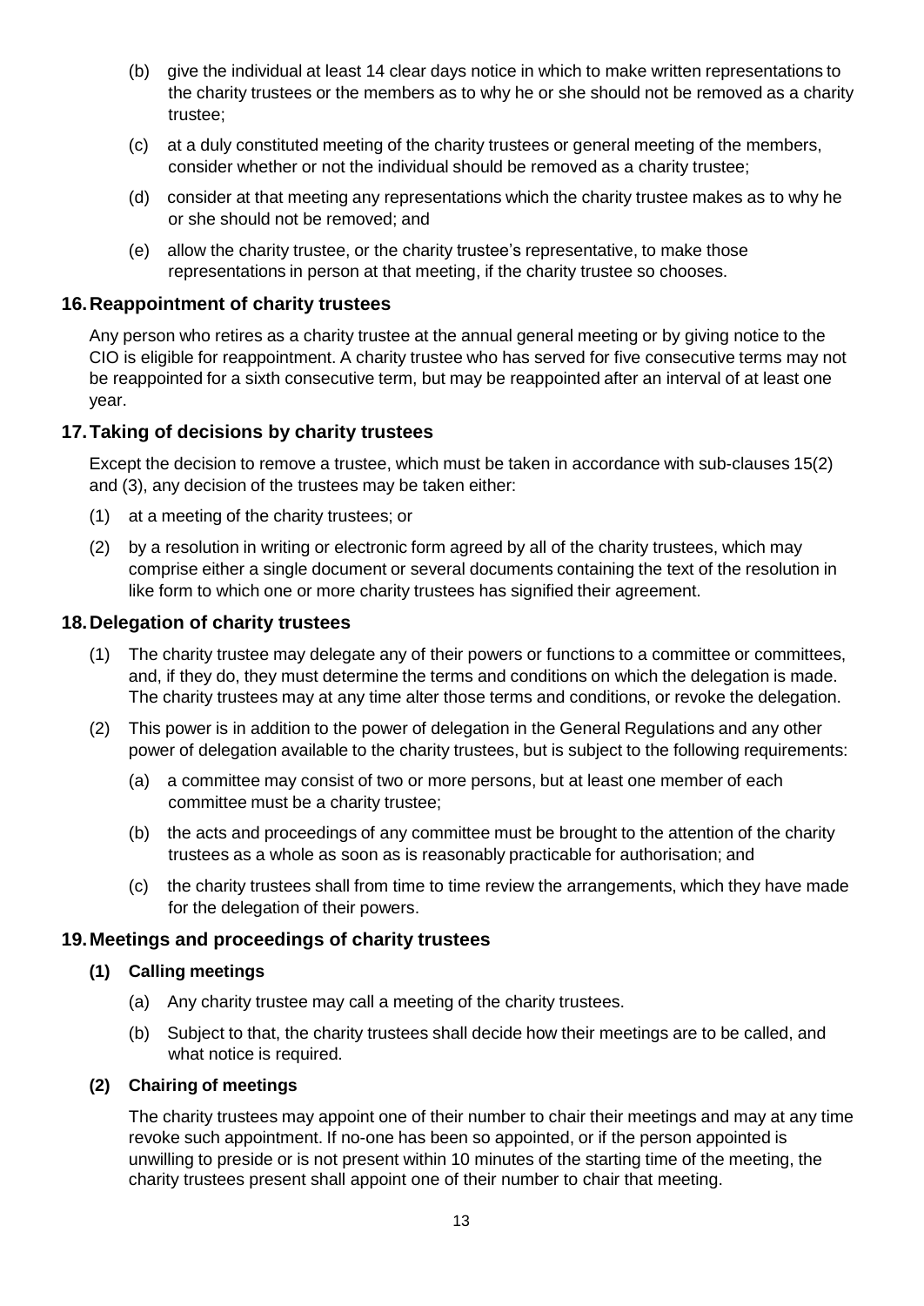(b) give the individual at least 14 clear days notice in which to make written representations to the charity trustees or the members as to why he or she should not be removed as a charity trustee;

(c) at a duly constituted meeting of the charity trustees or general meeting of the members, consider whether or not the individual should be removed as a charity trustee;

(d) consider at that meeting any representations which the charity trustee makes as to why he or she should not be removed; and

(e) allow the charity trustee, or the charity trustee's representative, to make those representations in person at that meeting, if the charity trustee so chooses.

## 16. Reappointment of charity trustees

Any person who retires as a charity trustee at the annual general meeting or by giving notice to the CIO is eligible for reappointment. A charity trustee who has served for five consecutive terms may not be reappointed for a sixth consecutive term, but may be reappointed after an interval of at least one year.

## 17. Taking of decisions by charity trustees

Except the decision to remove a trustee, which must be taken in accordance with sub-clauses 15(2) and (3), any decision of the trustees may be taken either:

(1) at a meeting of the charity trustees; or

(2) by a resolution in writing or electronic form agreed by all of the charity trustees, which may comprise either a single document or several documents containing the text of the resolution in like form to which one or more charity trustees has signified their agreement.

## 18. Delegation of charity trustees

(1) The charity trustee may delegate any of their powers or functions to a committee or committees, and, if they do, they must determine the terms and conditions on which the delegation is made. The charity trustees may at any time alter those terms and conditions, or revoke the delegation.

(2) This power is in addition to the power of delegation in the General Regulations and any other power of delegation available to the charity trustees, but is subject to the following requirements:

   (a) a committee may consist of two or more persons, but at least one member of each committee must be a charity trustee;

   (b) the acts and proceedings of any committee must be brought to the attention of the charity trustees as a whole as soon as is reasonably practicable for authorisation; and

   (c) the charity trustees shall from time to time review the arrangements, which they have made for the delegation of their powers.

## 19. Meetings and proceedings of charity trustees

### (1) Calling meetings

(a) Any charity trustee may call a meeting of the charity trustees.

(b) Subject to that, the charity trustees shall decide how their meetings are to be called, and what notice is required.

### (2) Chairing of meetings

The charity trustees may appoint one of their number to chair their meetings and may at any time revoke such appointment. If no-one has been so appointed, or if the person appointed is unwilling to preside or is not present within 10 minutes of the starting time of the meeting, the charity trustees present shall appoint one of their number to chair that meeting.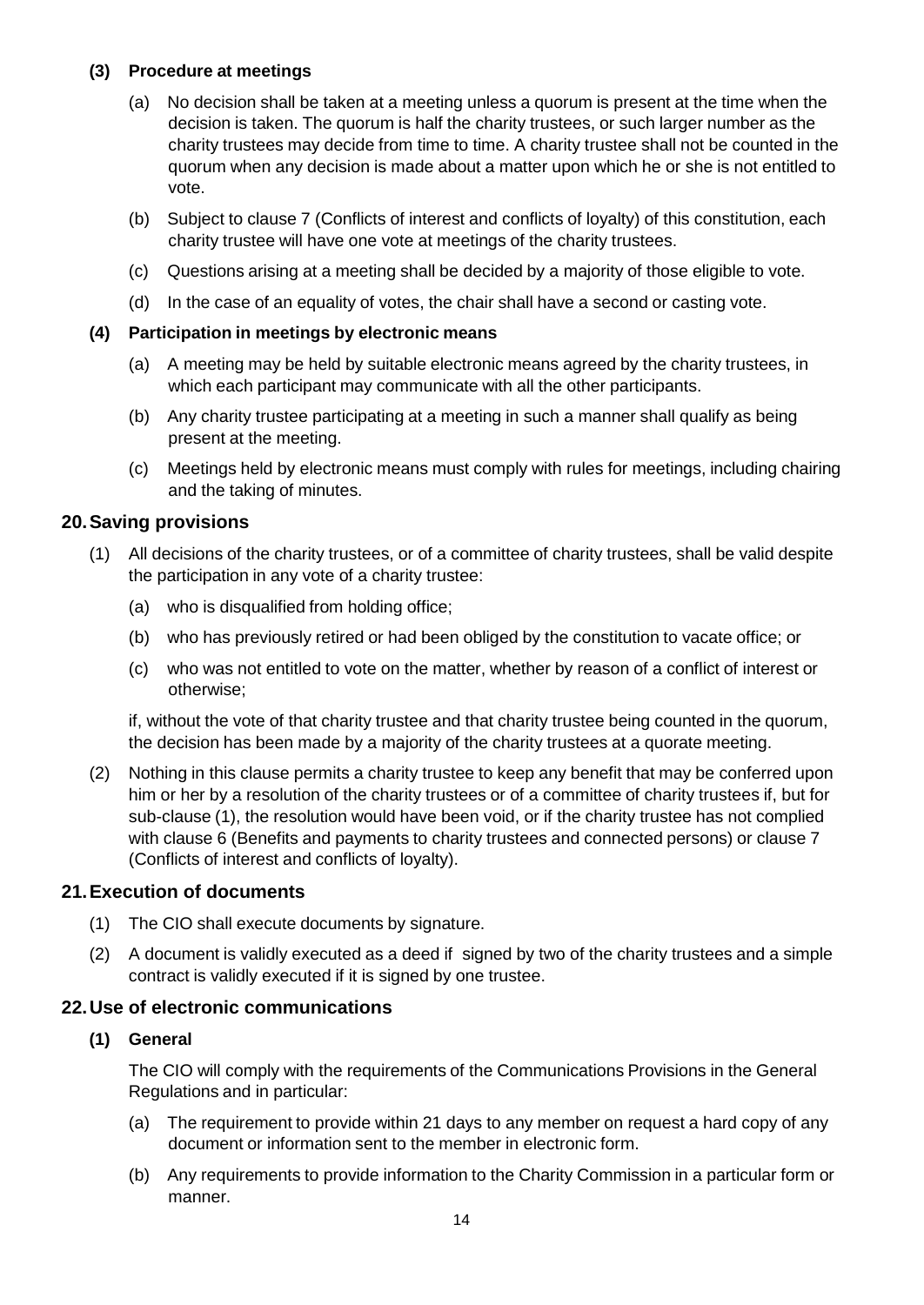**(3) Procedure at meetings**

(a) No decision shall be taken at a meeting unless a quorum is present at the time when the decision is taken. The quorum is half the charity trustees, or such larger number as the charity trustees may decide from time to time. A charity trustee shall not be counted in the quorum when any decision is made about a matter upon which he or she is not entitled to vote.

(b) Subject to clause 7 (Conflicts of interest and conflicts of loyalty) of this constitution, each charity trustee will have one vote at meetings of the charity trustees.

(c) Questions arising at a meeting shall be decided by a majority of those eligible to vote.

(d) In the case of an equality of votes, the chair shall have a second or casting vote.

**(4) Participation in meetings by electronic means**

(a) A meeting may be held by suitable electronic means agreed by the charity trustees, in which each participant may communicate with all the other participants.

(b) Any charity trustee participating at a meeting in such a manner shall qualify as being present at the meeting.

(c) Meetings held by electronic means must comply with rules for meetings, including chairing and the taking of minutes.

## 20. Saving provisions

(1) All decisions of the charity trustees, or of a committee of charity trustees, shall be valid despite the participation in any vote of a charity trustee:

(a) who is disqualified from holding office;

(b) who has previously retired or had been obliged by the constitution to vacate office; or

(c) who was not entitled to vote on the matter, whether by reason of a conflict of interest or otherwise;

if, without the vote of that charity trustee and that charity trustee being counted in the quorum, the decision has been made by a majority of the charity trustees at a quorate meeting.

(2) Nothing in this clause permits a charity trustee to keep any benefit that may be conferred upon him or her by a resolution of the charity trustees or of a committee of charity trustees if, but for sub-clause (1), the resolution would have been void, or if the charity trustee has not complied with clause 6 (Benefits and payments to charity trustees and connected persons) or clause 7 (Conflicts of interest and conflicts of loyalty).

## 21. Execution of documents

(1) The CIO shall execute documents by signature.

(2) A document is validly executed as a deed if signed by two of the charity trustees and a simple contract is validly executed if it is signed by one trustee.

## 22. Use of electronic communications

**(1) General**

The CIO will comply with the requirements of the Communications Provisions in the General Regulations and in particular:

(a) The requirement to provide within 21 days to any member on request a hard copy of any document or information sent to the member in electronic form.

(b) Any requirements to provide information to the Charity Commission in a particular form or manner.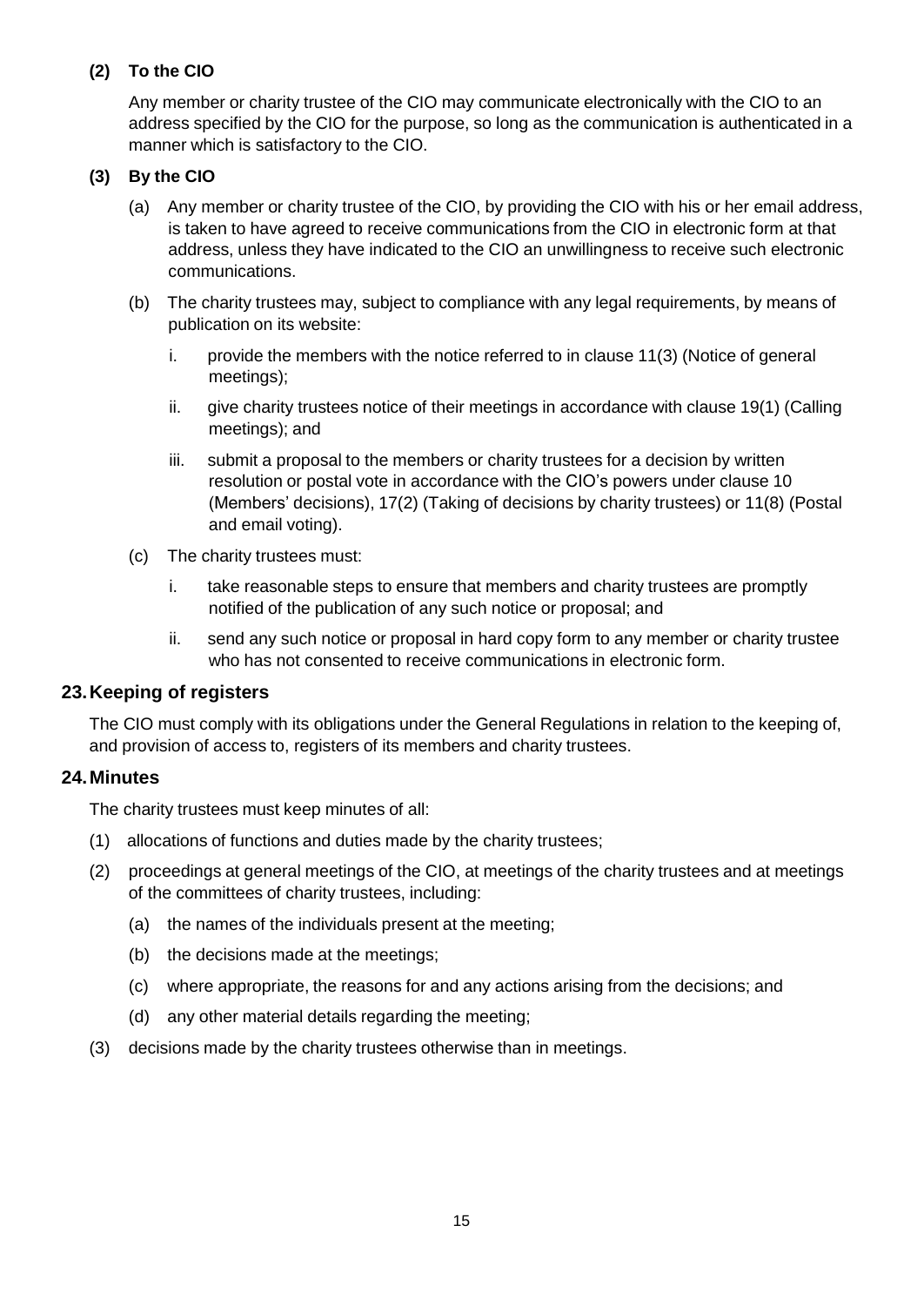**(2) To the CIO**

Any member or charity trustee of the CIO may communicate electronically with the CIO to an address specified by the CIO for the purpose, so long as the communication is authenticated in a manner which is satisfactory to the CIO.

**(3) By the CIO**

(a) Any member or charity trustee of the CIO, by providing the CIO with his or her email address, is taken to have agreed to receive communications from the CIO in electronic form at that address, unless they have indicated to the CIO an unwillingness to receive such electronic communications.

(b) The charity trustees may, subject to compliance with any legal requirements, by means of publication on its website:

i. provide the members with the notice referred to in clause 11(3) (Notice of general meetings);

ii. give charity trustees notice of their meetings in accordance with clause 19(1) (Calling meetings); and

iii. submit a proposal to the members or charity trustees for a decision by written resolution or postal vote in accordance with the CIO's powers under clause 10 (Members' decisions), 17(2) (Taking of decisions by charity trustees) or 11(8) (Postal and email voting).

(c) The charity trustees must:

i. take reasonable steps to ensure that members and charity trustees are promptly notified of the publication of any such notice or proposal; and

ii. send any such notice or proposal in hard copy form to any member or charity trustee who has not consented to receive communications in electronic form.

## 23. Keeping of registers

The CIO must comply with its obligations under the General Regulations in relation to the keeping of, and provision of access to, registers of its members and charity trustees.

## 24. Minutes

The charity trustees must keep minutes of all:

(1) allocations of functions and duties made by the charity trustees;

(2) proceedings at general meetings of the CIO, at meetings of the charity trustees and at meetings of the committees of charity trustees, including:

(a) the names of the individuals present at the meeting;

(b) the decisions made at the meetings;

(c) where appropriate, the reasons for and any actions arising from the decisions; and

(d) any other material details regarding the meeting;

(3) decisions made by the charity trustees otherwise than in meetings.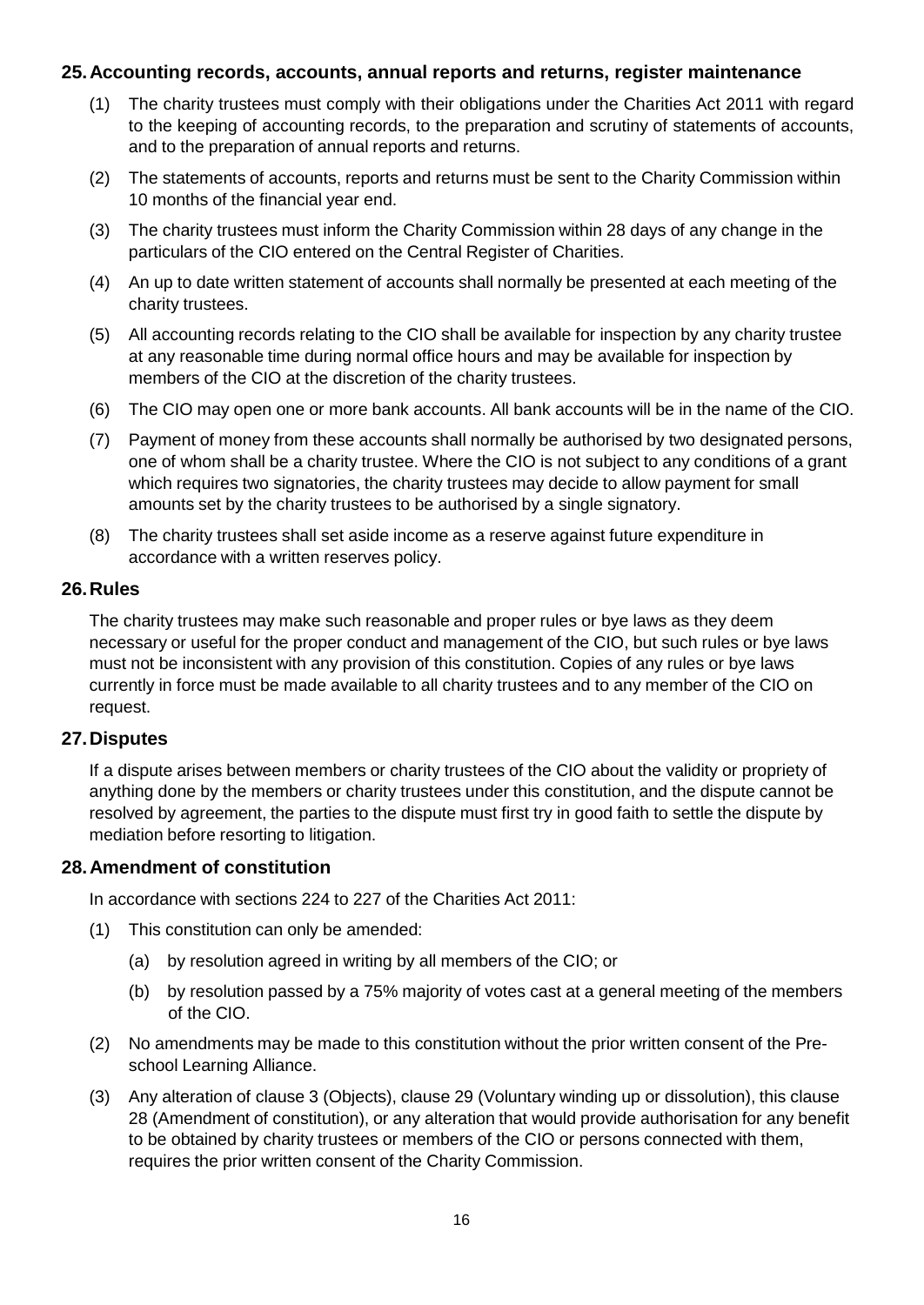## 25. Accounting records, accounts, annual reports and returns, register maintenance

(1) The charity trustees must comply with their obligations under the Charities Act 2011 with regard to the keeping of accounting records, to the preparation and scrutiny of statements of accounts, and to the preparation of annual reports and returns.

(2) The statements of accounts, reports and returns must be sent to the Charity Commission within 10 months of the financial year end.

(3) The charity trustees must inform the Charity Commission within 28 days of any change in the particulars of the CIO entered on the Central Register of Charities.

(4) An up to date written statement of accounts shall normally be presented at each meeting of the charity trustees.

(5) All accounting records relating to the CIO shall be available for inspection by any charity trustee at any reasonable time during normal office hours and may be available for inspection by members of the CIO at the discretion of the charity trustees.

(6) The CIO may open one or more bank accounts. All bank accounts will be in the name of the CIO.

(7) Payment of money from these accounts shall normally be authorised by two designated persons, one of whom shall be a charity trustee. Where the CIO is not subject to any conditions of a grant which requires two signatories, the charity trustees may decide to allow payment for small amounts set by the charity trustees to be authorised by a single signatory.

(8) The charity trustees shall set aside income as a reserve against future expenditure in accordance with a written reserves policy.

## 26. Rules

The charity trustees may make such reasonable and proper rules or bye laws as they deem necessary or useful for the proper conduct and management of the CIO, but such rules or bye laws must not be inconsistent with any provision of this constitution. Copies of any rules or bye laws currently in force must be made available to all charity trustees and to any member of the CIO on request.

## 27. Disputes

If a dispute arises between members or charity trustees of the CIO about the validity or propriety of anything done by the members or charity trustees under this constitution, and the dispute cannot be resolved by agreement, the parties to the dispute must first try in good faith to settle the dispute by mediation before resorting to litigation.

## 28. Amendment of constitution

In accordance with sections 224 to 227 of the Charities Act 2011:

(1) This constitution can only be amended:

   (a) by resolution agreed in writing by all members of the CIO; or

   (b) by resolution passed by a 75% majority of votes cast at a general meeting of the members of the CIO.

(2) No amendments may be made to this constitution without the prior written consent of the Pre-school Learning Alliance.

(3) Any alteration of clause 3 (Objects), clause 29 (Voluntary winding up or dissolution), this clause 28 (Amendment of constitution), or any alteration that would provide authorisation for any benefit to be obtained by charity trustees or members of the CIO or persons connected with them, requires the prior written consent of the Charity Commission.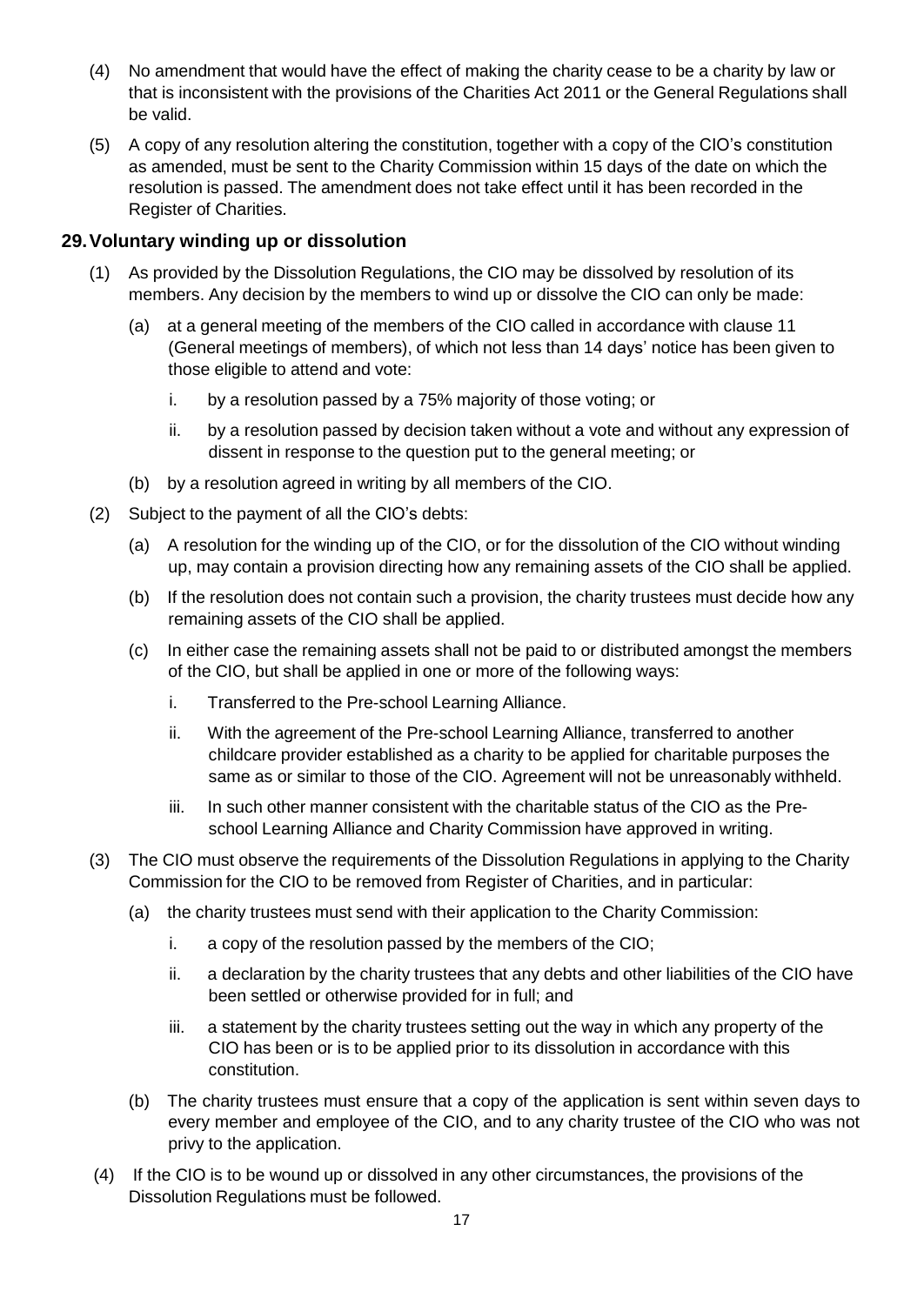(4) No amendment that would have the effect of making the charity cease to be a charity by law or that is inconsistent with the provisions of the Charities Act 2011 or the General Regulations shall be valid.

(5) A copy of any resolution altering the constitution, together with a copy of the CIO's constitution as amended, must be sent to the Charity Commission within 15 days of the date on which the resolution is passed. The amendment does not take effect until it has been recorded in the Register of Charities.

## 29. Voluntary winding up or dissolution

(1) As provided by the Dissolution Regulations, the CIO may be dissolved by resolution of its members. Any decision by the members to wind up or dissolve the CIO can only be made:

   (a) at a general meeting of the members of the CIO called in accordance with clause 11 (General meetings of members), of which not less than 14 days' notice has been given to those eligible to attend and vote:

      i. by a resolution passed by a 75% majority of those voting; or

      ii. by a resolution passed by decision taken without a vote and without any expression of dissent in response to the question put to the general meeting; or

   (b) by a resolution agreed in writing by all members of the CIO.

(2) Subject to the payment of all the CIO's debts:

   (a) A resolution for the winding up of the CIO, or for the dissolution of the CIO without winding up, may contain a provision directing how any remaining assets of the CIO shall be applied.

   (b) If the resolution does not contain such a provision, the charity trustees must decide how any remaining assets of the CIO shall be applied.

   (c) In either case the remaining assets shall not be paid to or distributed amongst the members of the CIO, but shall be applied in one or more of the following ways:

      i. Transferred to the Pre-school Learning Alliance.

      ii. With the agreement of the Pre-school Learning Alliance, transferred to another childcare provider established as a charity to be applied for charitable purposes the same as or similar to those of the CIO. Agreement will not be unreasonably withheld.

      iii. In such other manner consistent with the charitable status of the CIO as the Pre-school Learning Alliance and Charity Commission have approved in writing.

(3) The CIO must observe the requirements of the Dissolution Regulations in applying to the Charity Commission for the CIO to be removed from Register of Charities, and in particular:

   (a) the charity trustees must send with their application to the Charity Commission:

      i. a copy of the resolution passed by the members of the CIO;

      ii. a declaration by the charity trustees that any debts and other liabilities of the CIO have been settled or otherwise provided for in full; and

      iii. a statement by the charity trustees setting out the way in which any property of the CIO has been or is to be applied prior to its dissolution in accordance with this constitution.

   (b) The charity trustees must ensure that a copy of the application is sent within seven days to every member and employee of the CIO, and to any charity trustee of the CIO who was not privy to the application.

(4) If the CIO is to be wound up or dissolved in any other circumstances, the provisions of the Dissolution Regulations must be followed.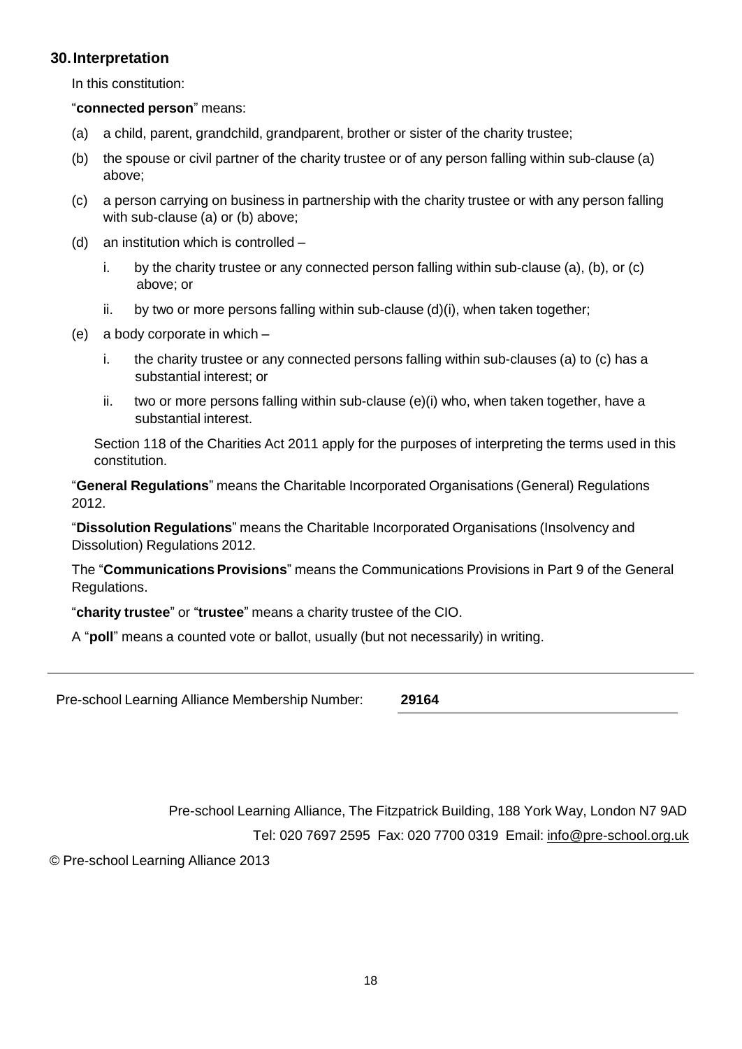## 30. Interpretation

In this constitution:

"**connected person**" means:

(a) a child, parent, grandchild, grandparent, brother or sister of the charity trustee;

(b) the spouse or civil partner of the charity trustee or of any person falling within sub-clause (a) above;

(c) a person carrying on business in partnership with the charity trustee or with any person falling with sub-clause (a) or (b) above;

(d) an institution which is controlled –

  i. by the charity trustee or any connected person falling within sub-clause (a), (b), or (c) above; or

  ii. by two or more persons falling within sub-clause (d)(i), when taken together;

(e) a body corporate in which –

  i. the charity trustee or any connected persons falling within sub-clauses (a) to (c) has a substantial interest; or

  ii. two or more persons falling within sub-clause (e)(i) who, when taken together, have a substantial interest.

Section 118 of the Charities Act 2011 apply for the purposes of interpreting the terms used in this constitution.

"**General Regulations**" means the Charitable Incorporated Organisations (General) Regulations 2012.

"**Dissolution Regulations**" means the Charitable Incorporated Organisations (Insolvency and Dissolution) Regulations 2012.

The "**Communications Provisions**" means the Communications Provisions in Part 9 of the General Regulations.

"**charity trustee**" or "**trustee**" means a charity trustee of the CIO.

A "**poll**" means a counted vote or ballot, usually (but not necessarily) in writing.

---

Pre-school Learning Alliance Membership Number: **29164**

Pre-school Learning Alliance, The Fitzpatrick Building, 188 York Way, London N7 9AD

Tel: 020 7697 2595 Fax: 020 7700 0319 Email: info@pre-school.org.uk

© Pre-school Learning Alliance 2013